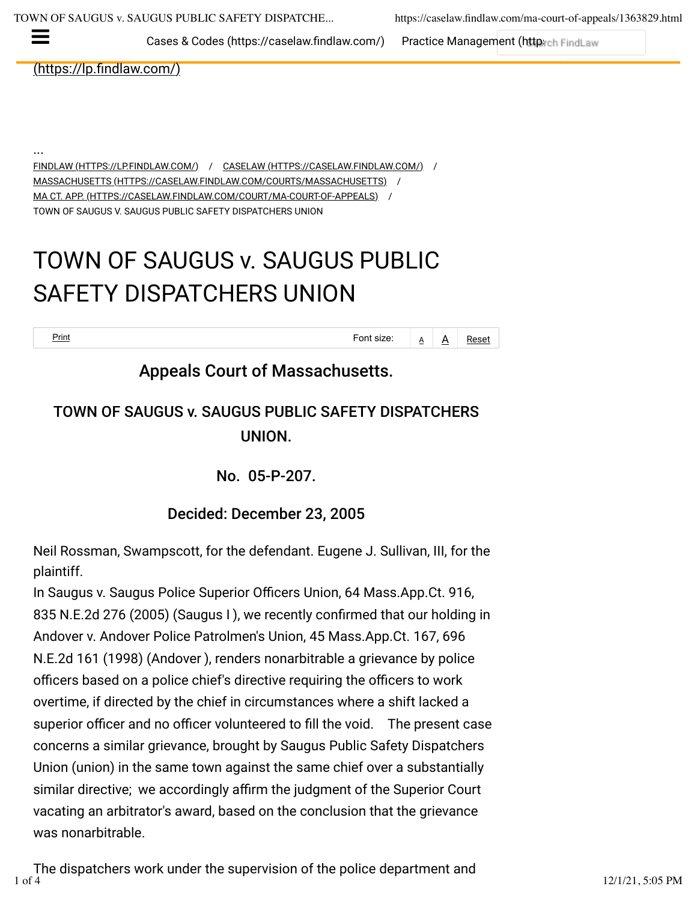Cases & Codes (https://caselaw.findlaw.com/) Practice Management (https://lp.findlaw.com/)

...

FINDLAW (HTTPS://LP.FINDLAW.COM/) / CASELAW (HTTPS://CASELAW.FINDLAW.COM/) / MASSACHUSETTS (HTTPS://CASELAW.FINDLAW.COM/COURTS/MASSACHUSETTS) / MA CT. APP. (HTTPS://CASELAW.FINDLAW.COM/COURT/MA-COURT-OF-APPEALS) / TOWN OF SAUGUS V. SAUGUS PUBLIC SAFETY DISPATCHERS UNION

# TOWN OF SAUGUS v. SAUGUS PUBLIC SAFETY DISPATCHERS UNION

Print Font size: A A Reset

## Appeals Court of Massachusetts.

## TOWN OF SAUGUS v. SAUGUS PUBLIC SAFETY DISPATCHERS UNION.

## No. 05-P-207.

## Decided: December 23, 2005

Neil Rossman, Swampscott, for the defendant. Eugene J. Sullivan, III, for the plaintiff.

In Saugus v. Saugus Police Superior Officers Union, 64 Mass.App.Ct. 916, 835 N.E.2d 276 (2005) (Saugus I ), we recently confirmed that our holding in Andover v. Andover Police Patrolmen's Union, 45 Mass.App.Ct. 167, 696 N.E.2d 161 (1998) (Andover ), renders nonarbitrable a grievance by police officers based on a police chief's directive requiring the officers to work overtime, if directed by the chief in circumstances where a shift lacked a superior officer and no officer volunteered to fill the void. The present case concerns a similar grievance, brought by Saugus Public Safety Dispatchers Union (union) in the same town against the same chief over a substantially similar directive; we accordingly affirm the judgment of the Superior Court vacating an arbitrator's award, based on the conclusion that the grievance was nonarbitrable.

The dispatchers work under the supervision of the police department and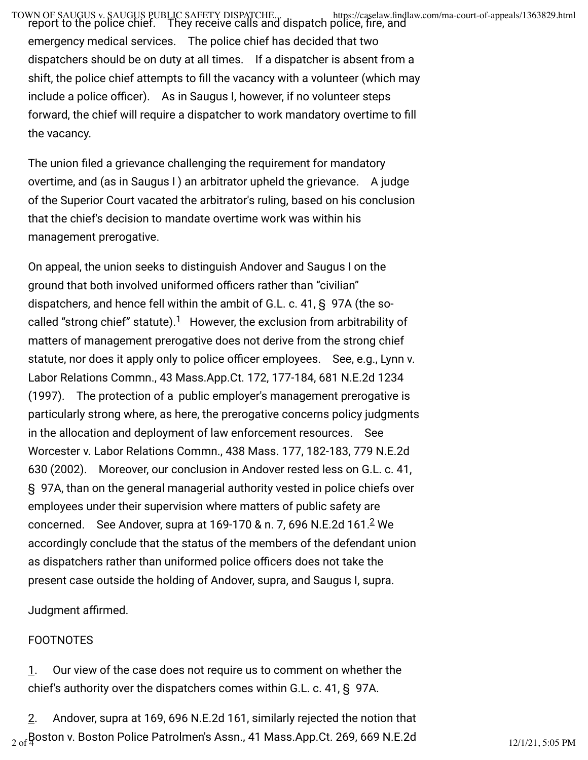report to the police chief. They receive calls and dispatch police, fire, and emergency medical services. The police chief has decided that two dispatchers should be on duty at all times. If a dispatcher is absent from a shift, the police chief attempts to fill the vacancy with a volunteer (which may include a police officer). As in Saugus I, however, if no volunteer steps forward, the chief will require a dispatcher to work mandatory overtime to fill the vacancy.

The union filed a grievance challenging the requirement for mandatory overtime, and (as in Saugus I ) an arbitrator upheld the grievance. A judge of the Superior Court vacated the arbitrator's ruling, based on his conclusion that the chief's decision to mandate overtime work was within his management prerogative.

On appeal, the union seeks to distinguish Andover and Saugus I on the ground that both involved uniformed officers rather than "civilian" dispatchers, and hence fell within the ambit of G.L. c. 41, § 97A (the so-called "strong chief" statute).[1] However, the exclusion from arbitrability of matters of management prerogative does not derive from the strong chief statute, nor does it apply only to police officer employees. See, e.g., Lynn v. Labor Relations Commn., 43 Mass.App.Ct. 172, 177-184, 681 N.E.2d 1234 (1997). The protection of a public employer's management prerogative is particularly strong where, as here, the prerogative concerns policy judgments in the allocation and deployment of law enforcement resources. See Worcester v. Labor Relations Commn., 438 Mass. 177, 182-183, 779 N.E.2d 630 (2002). Moreover, our conclusion in Andover rested less on G.L. c. 41, § 97A, than on the general managerial authority vested in police chiefs over employees under their supervision where matters of public safety are concerned. See Andover, supra at 169-170 & n. 7, 696 N.E.2d 161.[2] We accordingly conclude that the status of the members of the defendant union as dispatchers rather than uniformed police officers does not take the present case outside the holding of Andover, supra, and Saugus I, supra.

Judgment affirmed.

FOOTNOTES

1. Our view of the case does not require us to comment on whether the chief's authority over the dispatchers comes within G.L. c. 41, § 97A.

2. Andover, supra at 169, 696 N.E.2d 161, similarly rejected the notion that Boston v. Boston Police Patrolmen's Assn., 41 Mass.App.Ct. 269, 669 N.E.2d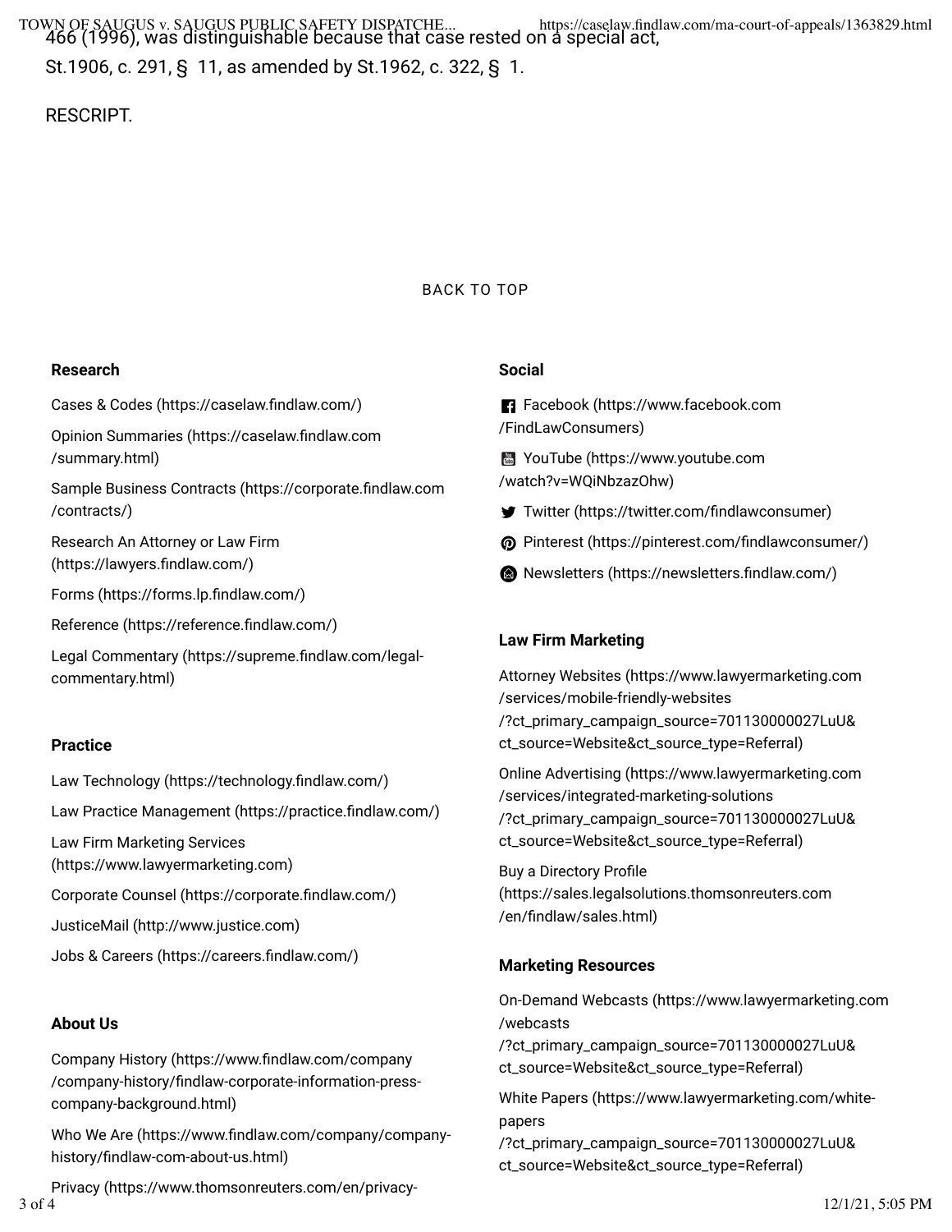466 (1996), was distinguishable because that case rested on a special act, St.1906, c. 291, § 11, as amended by St.1962, c. 322, § 1.

RESCRIPT.

BACK TO TOP

### Research

Cases & Codes (https://caselaw.findlaw.com/)

Opinion Summaries (https://caselaw.findlaw.com/summary.html)

Sample Business Contracts (https://corporate.findlaw.com/contracts/)

Research An Attorney or Law Firm (https://lawyers.findlaw.com/)

Forms (https://forms.lp.findlaw.com/)

Reference (https://reference.findlaw.com/)

Legal Commentary (https://supreme.findlaw.com/legal-commentary.html)

### Practice

Law Technology (https://technology.findlaw.com/)

Law Practice Management (https://practice.findlaw.com/)

Law Firm Marketing Services (https://www.lawyermarketing.com)

Corporate Counsel (https://corporate.findlaw.com/)

JusticeMail (http://www.justice.com)

Jobs & Careers (https://careers.findlaw.com/)

### About Us

Company History (https://www.findlaw.com/company/company-history/findlaw-corporate-information-press-company-background.html)

Who We Are (https://www.findlaw.com/company/company-history/findlaw-com-about-us.html)

Privacy (https://www.thomsonreuters.com/en/privacy-

### Social

Facebook (https://www.facebook.com/FindLawConsumers)

YouTube (https://www.youtube.com/watch?v=WQiNbzazOhw)

Twitter (https://twitter.com/findlawconsumer)

Pinterest (https://pinterest.com/findlawconsumer/)

Newsletters (https://newsletters.findlaw.com/)

### Law Firm Marketing

Attorney Websites (https://www.lawyermarketing.com/services/mobile-friendly-websites/?ct_primary_campaign_source=701130000027LuU&ct_source=Website&ct_source_type=Referral)

Online Advertising (https://www.lawyermarketing.com/services/integrated-marketing-solutions/?ct_primary_campaign_source=701130000027LuU&ct_source=Website&ct_source_type=Referral)

Buy a Directory Profile (https://sales.legalsolutions.thomsonreuters.com/en/findlaw/sales.html)

### Marketing Resources

On-Demand Webcasts (https://www.lawyermarketing.com/webcasts/?ct_primary_campaign_source=701130000027LuU&ct_source=Website&ct_source_type=Referral)

White Papers (https://www.lawyermarketing.com/white-papers/?ct_primary_campaign_source=701130000027LuU&ct_source=Website&ct_source_type=Referral)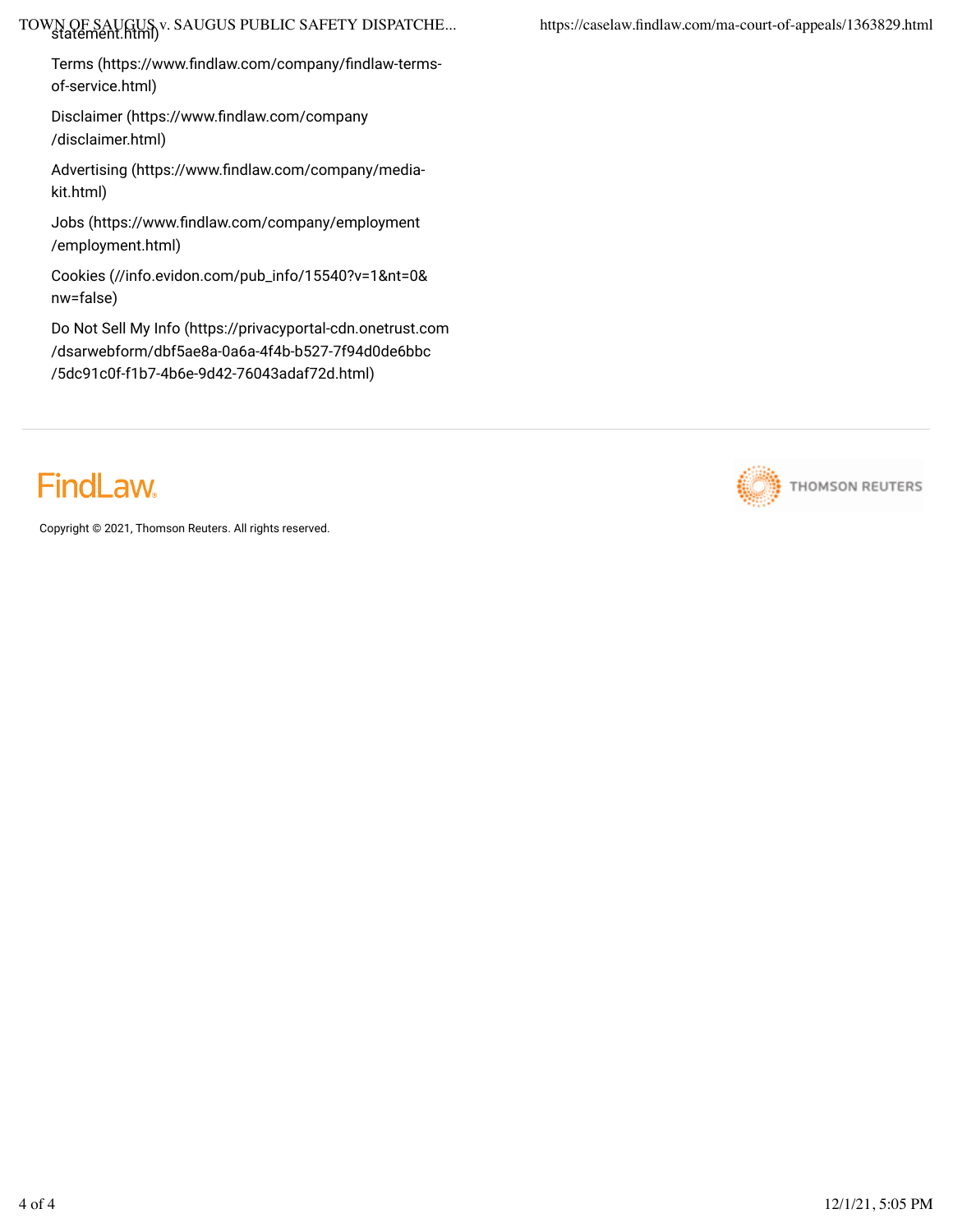statement.html)

Terms (https://www.findlaw.com/company/findlaw-terms-of-service.html)

Disclaimer (https://www.findlaw.com/company/disclaimer.html)

Advertising (https://www.findlaw.com/company/media-kit.html)

Jobs (https://www.findlaw.com/company/employment/employment.html)

Cookies (//info.evidon.com/pub_info/15540?v=1&nt=0&nw=false)

Do Not Sell My Info (https://privacyportal-cdn.onetrust.com/dsarwebform/dbf5ae8a-0a6a-4f4b-b527-7f94d0de6bbc/5dc91c0f-f1b7-4b6e-9d42-76043adaf72d.html)

FindLaw

THOMSON REUTERS

Copyright © 2021, Thomson Reuters. All rights reserved.